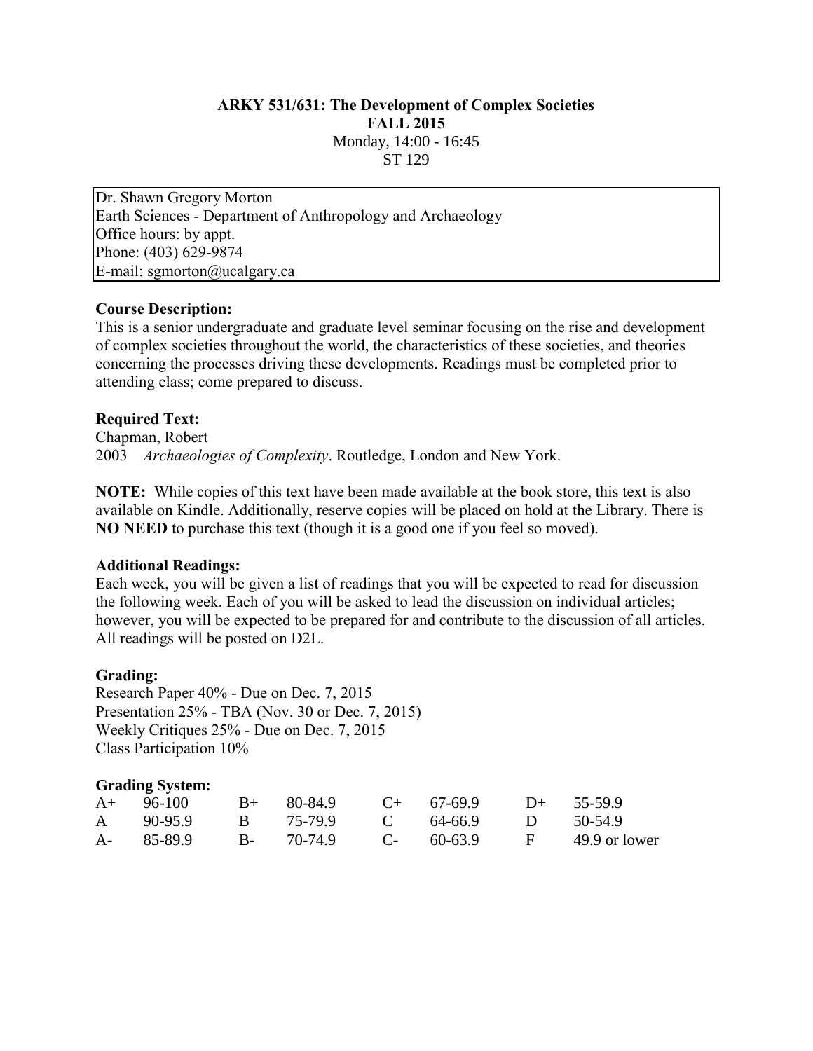**ARKY 531/631: The Development of Complex Societies**
**FALL 2015**
Monday, 14:00 - 16:45
ST 129

Dr. Shawn Gregory Morton
Earth Sciences - Department of Anthropology and Archaeology
Office hours: by appt.
Phone: (403) 629-9874
E-mail: sgmorton@ucalgary.ca

### Course Description:

This is a senior undergraduate and graduate level seminar focusing on the rise and development of complex societies throughout the world, the characteristics of these societies, and theories concerning the processes driving these developments. Readings must be completed prior to attending class; come prepared to discuss.

### Required Text:

Chapman, Robert
2003 *Archaeologies of Complexity*. Routledge, London and New York.

**NOTE:** While copies of this text have been made available at the book store, this text is also available on Kindle. Additionally, reserve copies will be placed on hold at the Library. There is **NO NEED** to purchase this text (though it is a good one if you feel so moved).

### Additional Readings:

Each week, you will be given a list of readings that you will be expected to read for discussion the following week. Each of you will be asked to lead the discussion on individual articles; however, you will be expected to be prepared for and contribute to the discussion of all articles. All readings will be posted on D2L.

### Grading:

Research Paper 40% - Due on Dec. 7, 2015
Presentation 25% - TBA (Nov. 30 or Dec. 7, 2015)
Weekly Critiques 25% - Due on Dec. 7, 2015
Class Participation 10%

### Grading System:

| | | | | | | | |
|---|---|---|---|---|---|---|---|
| A+ | 96-100 | B+ | 80-84.9 | C+ | 67-69.9 | D+ | 55-59.9 |
| A | 90-95.9 | B | 75-79.9 | C | 64-66.9 | D | 50-54.9 |
| A- | 85-89.9 | B- | 70-74.9 | C- | 60-63.9 | F | 49.9 or lower |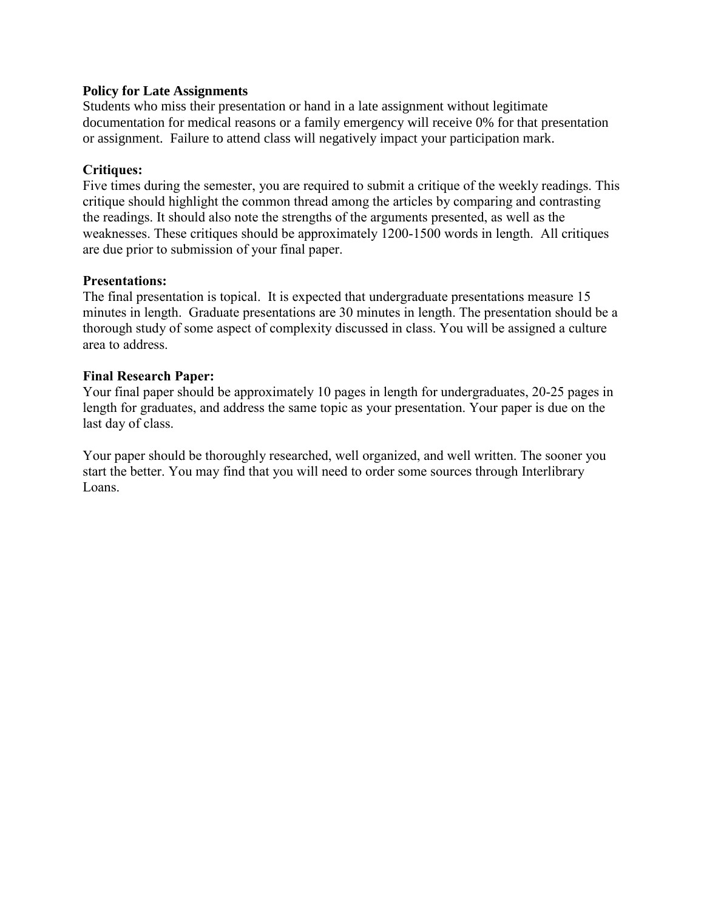**Policy for Late Assignments**

Students who miss their presentation or hand in a late assignment without legitimate documentation for medical reasons or a family emergency will receive 0% for that presentation or assignment. Failure to attend class will negatively impact your participation mark.

**Critiques:**

Five times during the semester, you are required to submit a critique of the weekly readings. This critique should highlight the common thread among the articles by comparing and contrasting the readings. It should also note the strengths of the arguments presented, as well as the weaknesses. These critiques should be approximately 1200-1500 words in length. All critiques are due prior to submission of your final paper.

**Presentations:**

The final presentation is topical. It is expected that undergraduate presentations measure 15 minutes in length. Graduate presentations are 30 minutes in length. The presentation should be a thorough study of some aspect of complexity discussed in class. You will be assigned a culture area to address.

**Final Research Paper:**

Your final paper should be approximately 10 pages in length for undergraduates, 20-25 pages in length for graduates, and address the same topic as your presentation. Your paper is due on the last day of class.

Your paper should be thoroughly researched, well organized, and well written. The sooner you start the better. You may find that you will need to order some sources through Interlibrary Loans.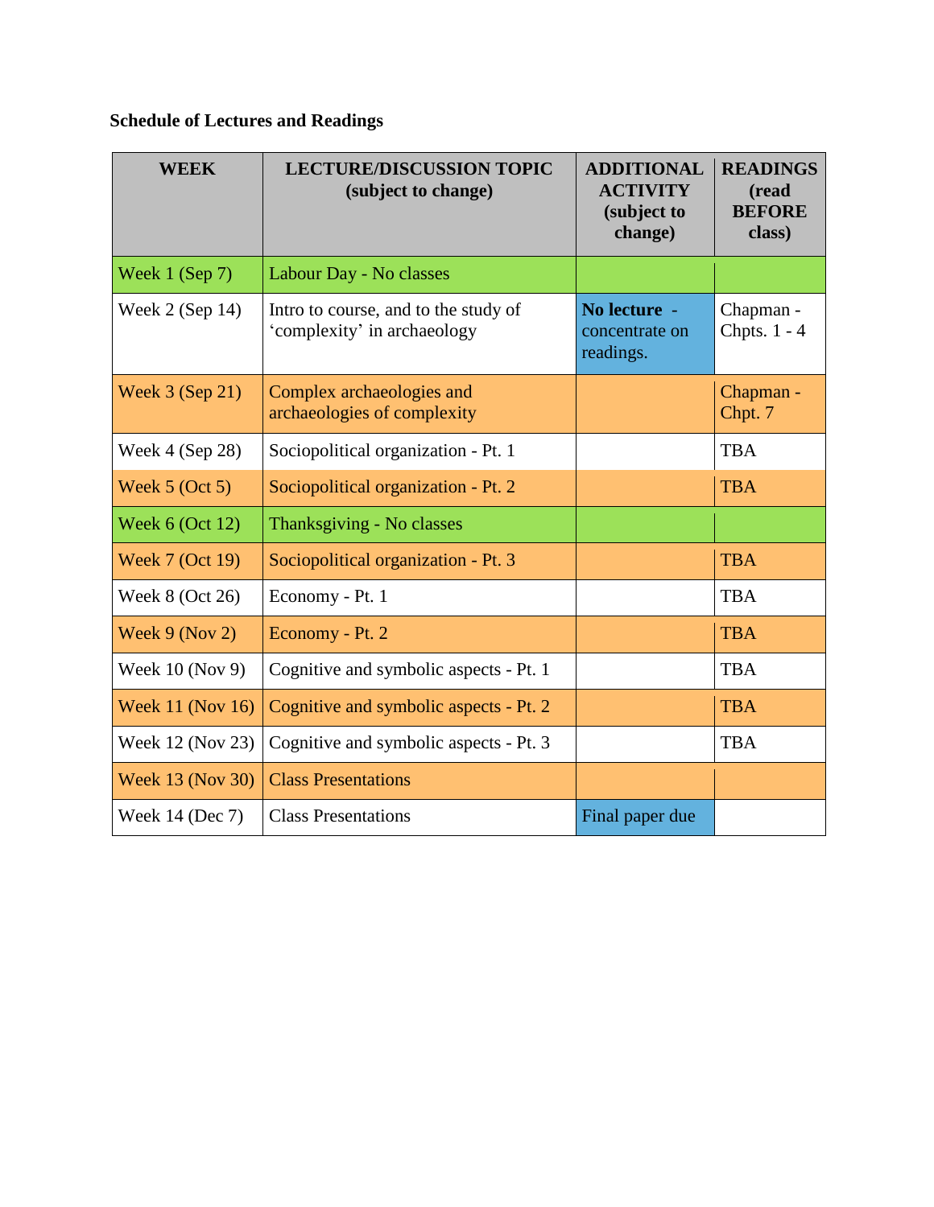**Schedule of Lectures and Readings**

| WEEK | LECTURE/DISCUSSION TOPIC (subject to change) | ADDITIONAL ACTIVITY (subject to change) | READINGS (read BEFORE class) |
|---|---|---|---|
| Week 1 (Sep 7) | Labour Day - No classes | | |
| Week 2 (Sep 14) | Intro to course, and to the study of ‘complexity’ in archaeology | **No lecture** - concentrate on readings. | Chapman - Chpts. 1 - 4 |
| Week 3 (Sep 21) | Complex archaeologies and archaeologies of complexity | | Chapman - Chpt. 7 |
| Week 4 (Sep 28) | Sociopolitical organization - Pt. 1 | | TBA |
| Week 5 (Oct 5) | Sociopolitical organization - Pt. 2 | | TBA |
| Week 6 (Oct 12) | Thanksgiving - No classes | | |
| Week 7 (Oct 19) | Sociopolitical organization - Pt. 3 | | TBA |
| Week 8 (Oct 26) | Economy - Pt. 1 | | TBA |
| Week 9 (Nov 2) | Economy - Pt. 2 | | TBA |
| Week 10 (Nov 9) | Cognitive and symbolic aspects - Pt. 1 | | TBA |
| Week 11 (Nov 16) | Cognitive and symbolic aspects - Pt. 2 | | TBA |
| Week 12 (Nov 23) | Cognitive and symbolic aspects - Pt. 3 | | TBA |
| Week 13 (Nov 30) | Class Presentations | | |
| Week 14 (Dec 7) | Class Presentations | Final paper due | |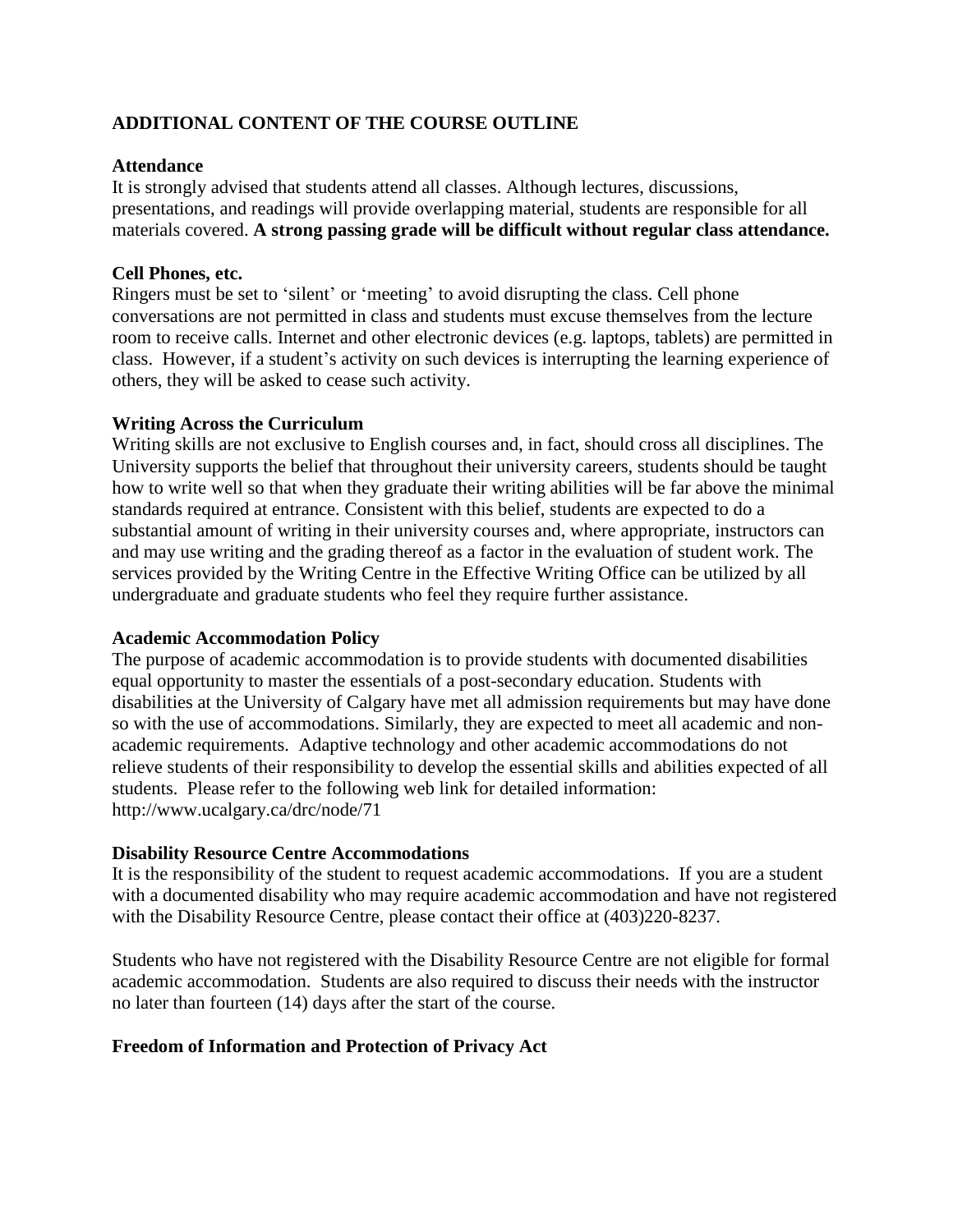## ADDITIONAL CONTENT OF THE COURSE OUTLINE

### Attendance

It is strongly advised that students attend all classes. Although lectures, discussions, presentations, and readings will provide overlapping material, students are responsible for all materials covered. **A strong passing grade will be difficult without regular class attendance.**

### Cell Phones, etc.

Ringers must be set to 'silent' or 'meeting' to avoid disrupting the class. Cell phone conversations are not permitted in class and students must excuse themselves from the lecture room to receive calls. Internet and other electronic devices (e.g. laptops, tablets) are permitted in class. However, if a student's activity on such devices is interrupting the learning experience of others, they will be asked to cease such activity.

### Writing Across the Curriculum

Writing skills are not exclusive to English courses and, in fact, should cross all disciplines. The University supports the belief that throughout their university careers, students should be taught how to write well so that when they graduate their writing abilities will be far above the minimal standards required at entrance. Consistent with this belief, students are expected to do a substantial amount of writing in their university courses and, where appropriate, instructors can and may use writing and the grading thereof as a factor in the evaluation of student work. The services provided by the Writing Centre in the Effective Writing Office can be utilized by all undergraduate and graduate students who feel they require further assistance.

### Academic Accommodation Policy

The purpose of academic accommodation is to provide students with documented disabilities equal opportunity to master the essentials of a post-secondary education. Students with disabilities at the University of Calgary have met all admission requirements but may have done so with the use of accommodations. Similarly, they are expected to meet all academic and non-academic requirements. Adaptive technology and other academic accommodations do not relieve students of their responsibility to develop the essential skills and abilities expected of all students. Please refer to the following web link for detailed information: http://www.ucalgary.ca/drc/node/71

### Disability Resource Centre Accommodations

It is the responsibility of the student to request academic accommodations. If you are a student with a documented disability who may require academic accommodation and have not registered with the Disability Resource Centre, please contact their office at (403)220-8237.

Students who have not registered with the Disability Resource Centre are not eligible for formal academic accommodation. Students are also required to discuss their needs with the instructor no later than fourteen (14) days after the start of the course.

### Freedom of Information and Protection of Privacy Act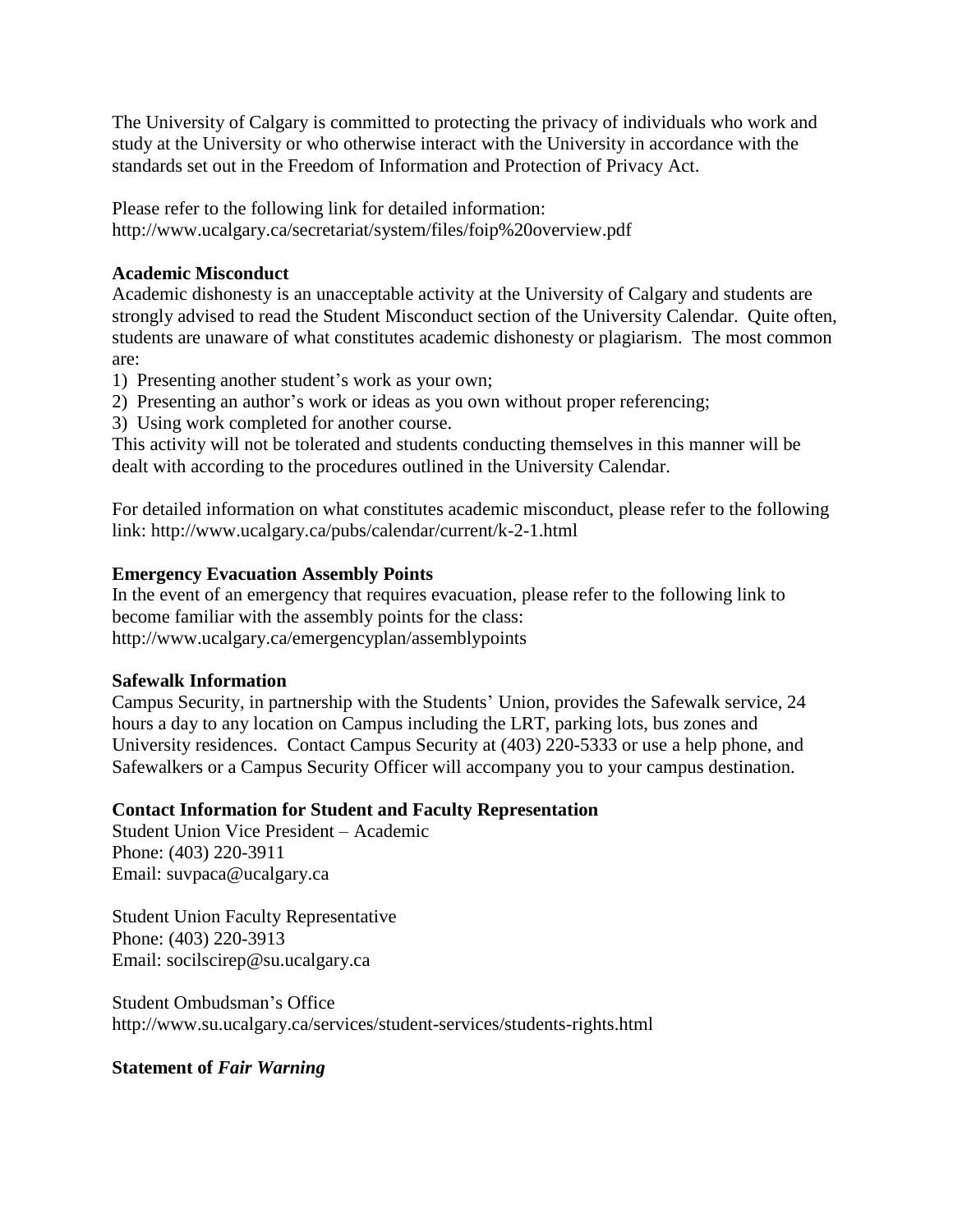The University of Calgary is committed to protecting the privacy of individuals who work and study at the University or who otherwise interact with the University in accordance with the standards set out in the Freedom of Information and Protection of Privacy Act.

Please refer to the following link for detailed information:
http://www.ucalgary.ca/secretariat/system/files/foip%20overview.pdf

**Academic Misconduct**

Academic dishonesty is an unacceptable activity at the University of Calgary and students are strongly advised to read the Student Misconduct section of the University Calendar. Quite often, students are unaware of what constitutes academic dishonesty or plagiarism. The most common are:

1) Presenting another student's work as your own;
2) Presenting an author's work or ideas as you own without proper referencing;
3) Using work completed for another course.

This activity will not be tolerated and students conducting themselves in this manner will be dealt with according to the procedures outlined in the University Calendar.

For detailed information on what constitutes academic misconduct, please refer to the following link: http://www.ucalgary.ca/pubs/calendar/current/k-2-1.html

**Emergency Evacuation Assembly Points**

In the event of an emergency that requires evacuation, please refer to the following link to become familiar with the assembly points for the class:
http://www.ucalgary.ca/emergencyplan/assemblypoints

**Safewalk Information**

Campus Security, in partnership with the Students' Union, provides the Safewalk service, 24 hours a day to any location on Campus including the LRT, parking lots, bus zones and University residences. Contact Campus Security at (403) 220-5333 or use a help phone, and Safewalkers or a Campus Security Officer will accompany you to your campus destination.

**Contact Information for Student and Faculty Representation**

Student Union Vice President – Academic
Phone: (403) 220-3911
Email: suvpaca@ucalgary.ca

Student Union Faculty Representative
Phone: (403) 220-3913
Email: socilscirep@su.ucalgary.ca

Student Ombudsman's Office
http://www.su.ucalgary.ca/services/student-services/students-rights.html

**Statement of *Fair Warning***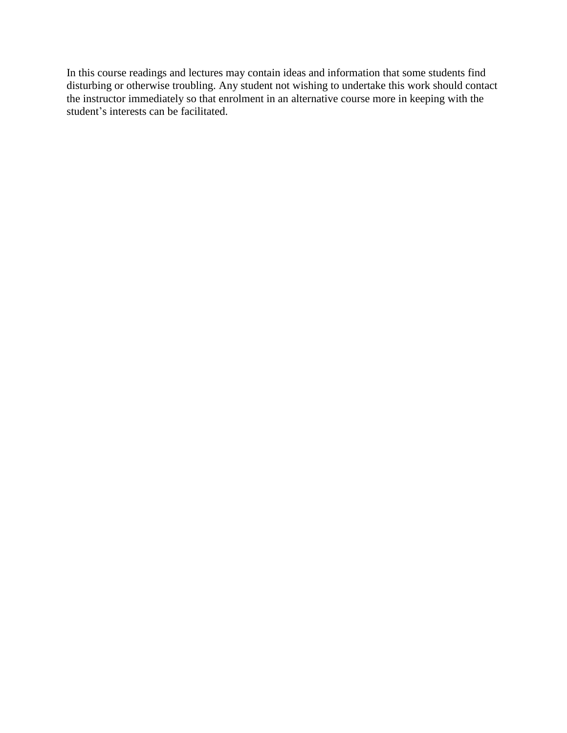In this course readings and lectures may contain ideas and information that some students find disturbing or otherwise troubling. Any student not wishing to undertake this work should contact the instructor immediately so that enrolment in an alternative course more in keeping with the student’s interests can be facilitated.